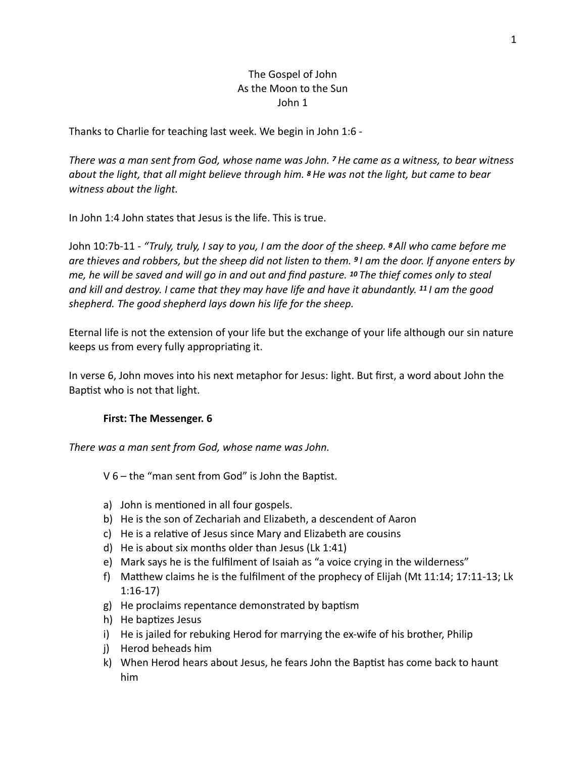The Gospel of John

As the Moon to the Sun

John 1

Thanks to Charlie for teaching last week. We begin in John 1:6 -

*There was a man sent from God, whose name was John. [7] He came as a witness, to bear witness about the light, that all might believe through him. [8] He was not the light, but came to bear witness about the light.*

In John 1:4 John states that Jesus is the life. This is true.

John 10:7b-11 - *"Truly, truly, I say to you, I am the door of the sheep. [8] All who came before me are thieves and robbers, but the sheep did not listen to them. [9] I am the door. If anyone enters by me, he will be saved and will go in and out and find pasture. [10] The thief comes only to steal and kill and destroy. I came that they may have life and have it abundantly. [11] I am the good shepherd. The good shepherd lays down his life for the sheep.*

Eternal life is not the extension of your life but the exchange of your life although our sin nature keeps us from every fully appropriating it.

In verse 6, John moves into his next metaphor for Jesus: light. But first, a word about John the Baptist who is not that light.

**First: The Messenger. 6**

*There was a man sent from God, whose name was John.*

V 6 – the "man sent from God" is John the Baptist.

a) John is mentioned in all four gospels.
b) He is the son of Zechariah and Elizabeth, a descendent of Aaron
c) He is a relative of Jesus since Mary and Elizabeth are cousins
d) He is about six months older than Jesus (Lk 1:41)
e) Mark says he is the fulfilment of Isaiah as "a voice crying in the wilderness"
f) Matthew claims he is the fulfilment of the prophecy of Elijah (Mt 11:14; 17:11-13; Lk 1:16-17)
g) He proclaims repentance demonstrated by baptism
h) He baptizes Jesus
i) He is jailed for rebuking Herod for marrying the ex-wife of his brother, Philip
j) Herod beheads him
k) When Herod hears about Jesus, he fears John the Baptist has come back to haunt him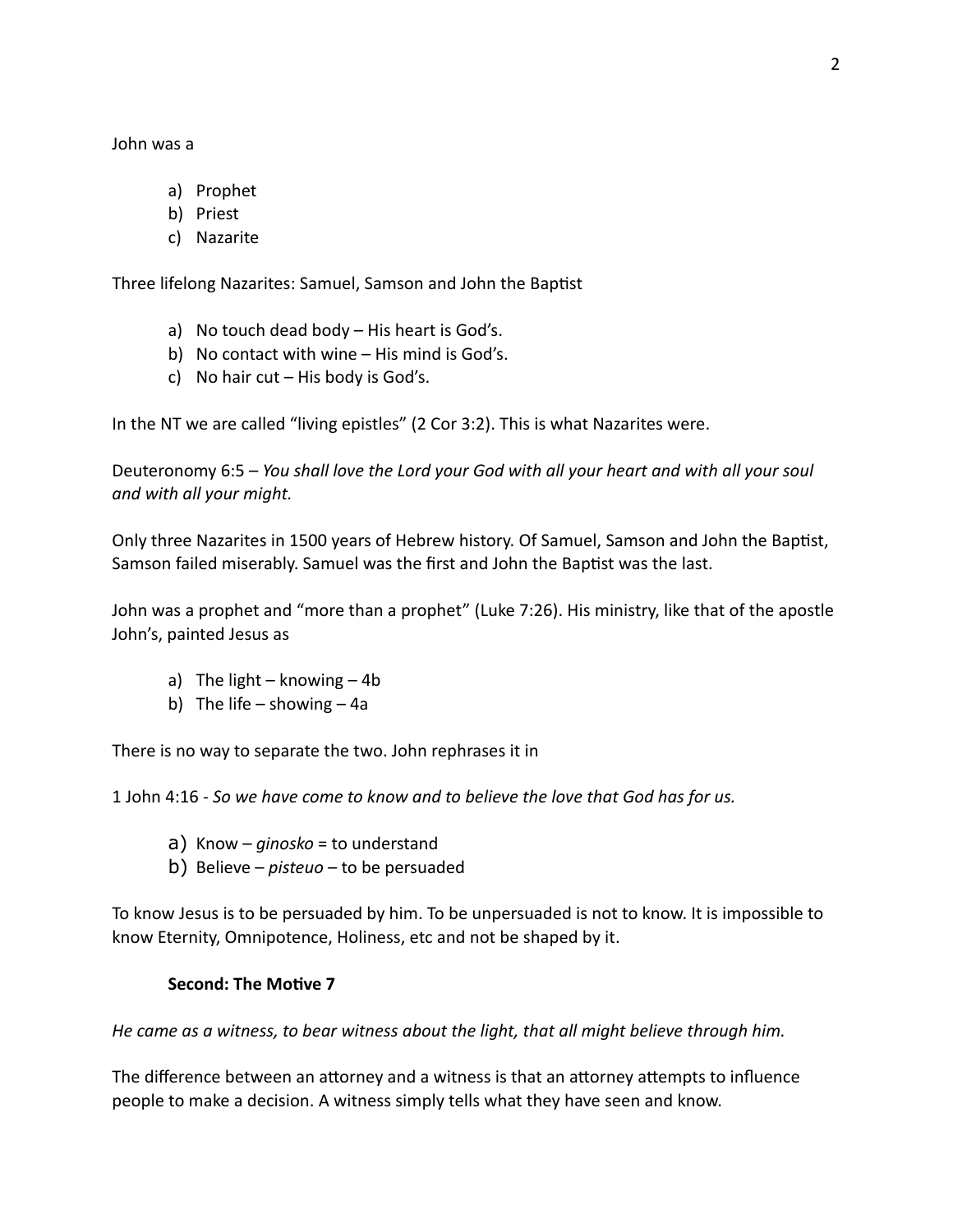John was a

a) Prophet
b) Priest
c) Nazarite

Three lifelong Nazarites: Samuel, Samson and John the Baptist

a) No touch dead body – His heart is God's.
b) No contact with wine – His mind is God's.
c) No hair cut – His body is God's.

In the NT we are called "living epistles" (2 Cor 3:2). This is what Nazarites were.

Deuteronomy 6:5 – *You shall love the Lord your God with all your heart and with all your soul and with all your might.*

Only three Nazarites in 1500 years of Hebrew history. Of Samuel, Samson and John the Baptist, Samson failed miserably. Samuel was the first and John the Baptist was the last.

John was a prophet and "more than a prophet" (Luke 7:26). His ministry, like that of the apostle John's, painted Jesus as

a) The light – knowing – 4b
b) The life – showing – 4a

There is no way to separate the two. John rephrases it in

1 John 4:16 - *So we have come to know and to believe the love that God has for us.*

a) Know – *ginosko* = to understand
b) Believe – *pisteuo* – to be persuaded

To know Jesus is to be persuaded by him. To be unpersuaded is not to know. It is impossible to know Eternity, Omnipotence, Holiness, etc and not be shaped by it.

**Second: The Motive 7**

*He came as a witness, to bear witness about the light, that all might believe through him.*

The difference between an attorney and a witness is that an attorney attempts to influence people to make a decision. A witness simply tells what they have seen and know.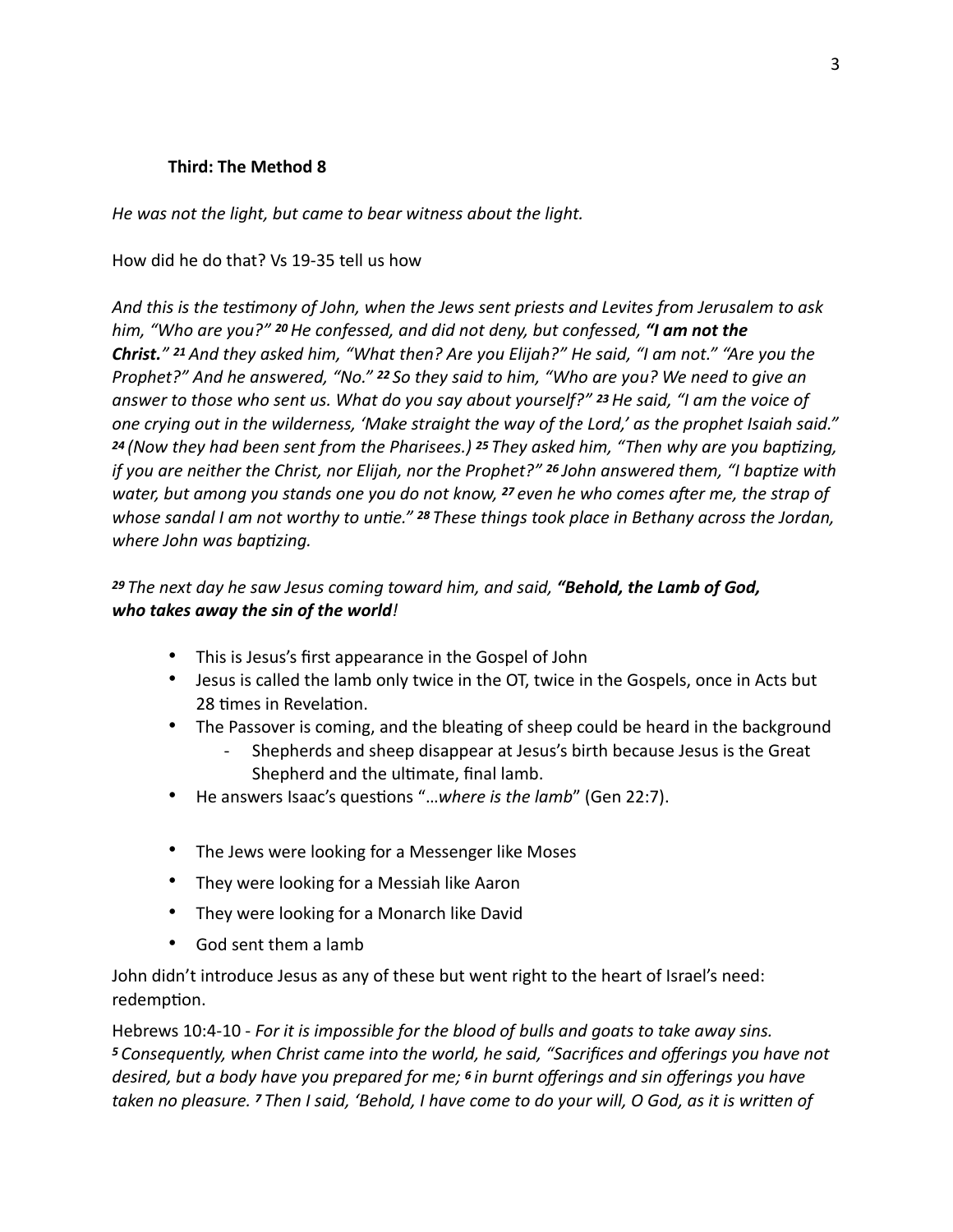**Third: The Method 8**

*He was not the light, but came to bear witness about the light.*

How did he do that? Vs 19-35 tell us how

*And this is the testimony of John, when the Jews sent priests and Levites from Jerusalem to ask him, "Who are you?" 20 He confessed, and did not deny, but confessed,* ***"I am not the Christ."*** *21 And they asked him, "What then? Are you Elijah?" He said, "I am not." "Are you the Prophet?" And he answered, "No." 22 So they said to him, "Who are you? We need to give an answer to those who sent us. What do you say about yourself?" 23 He said, "I am the voice of one crying out in the wilderness, 'Make straight the way of the Lord,' as the prophet Isaiah said." 24 (Now they had been sent from the Pharisees.) 25 They asked him, "Then why are you baptizing, if you are neither the Christ, nor Elijah, nor the Prophet?" 26 John answered them, "I baptize with water, but among you stands one you do not know, 27 even he who comes after me, the strap of whose sandal I am not worthy to untie." 28 These things took place in Bethany across the Jordan, where John was baptizing.*

*29 The next day he saw Jesus coming toward him, and said,* ***"Behold, the Lamb of God, who takes away the sin of the world****!*

- This is Jesus's first appearance in the Gospel of John
- Jesus is called the lamb only twice in the OT, twice in the Gospels, once in Acts but 28 times in Revelation.
- The Passover is coming, and the bleating of sheep could be heard in the background
    - Shepherds and sheep disappear at Jesus's birth because Jesus is the Great Shepherd and the ultimate, final lamb.
- He answers Isaac's questions "…*where is the lamb*" (Gen 22:7).

- The Jews were looking for a Messenger like Moses
- They were looking for a Messiah like Aaron
- They were looking for a Monarch like David
- God sent them a lamb

John didn't introduce Jesus as any of these but went right to the heart of Israel's need: redemption.

Hebrews 10:4-10 - *For it is impossible for the blood of bulls and goats to take away sins. 5 Consequently, when Christ came into the world, he said, "Sacrifices and offerings you have not desired, but a body have you prepared for me; 6 in burnt offerings and sin offerings you have taken no pleasure. 7 Then I said, 'Behold, I have come to do your will, O God, as it is written of*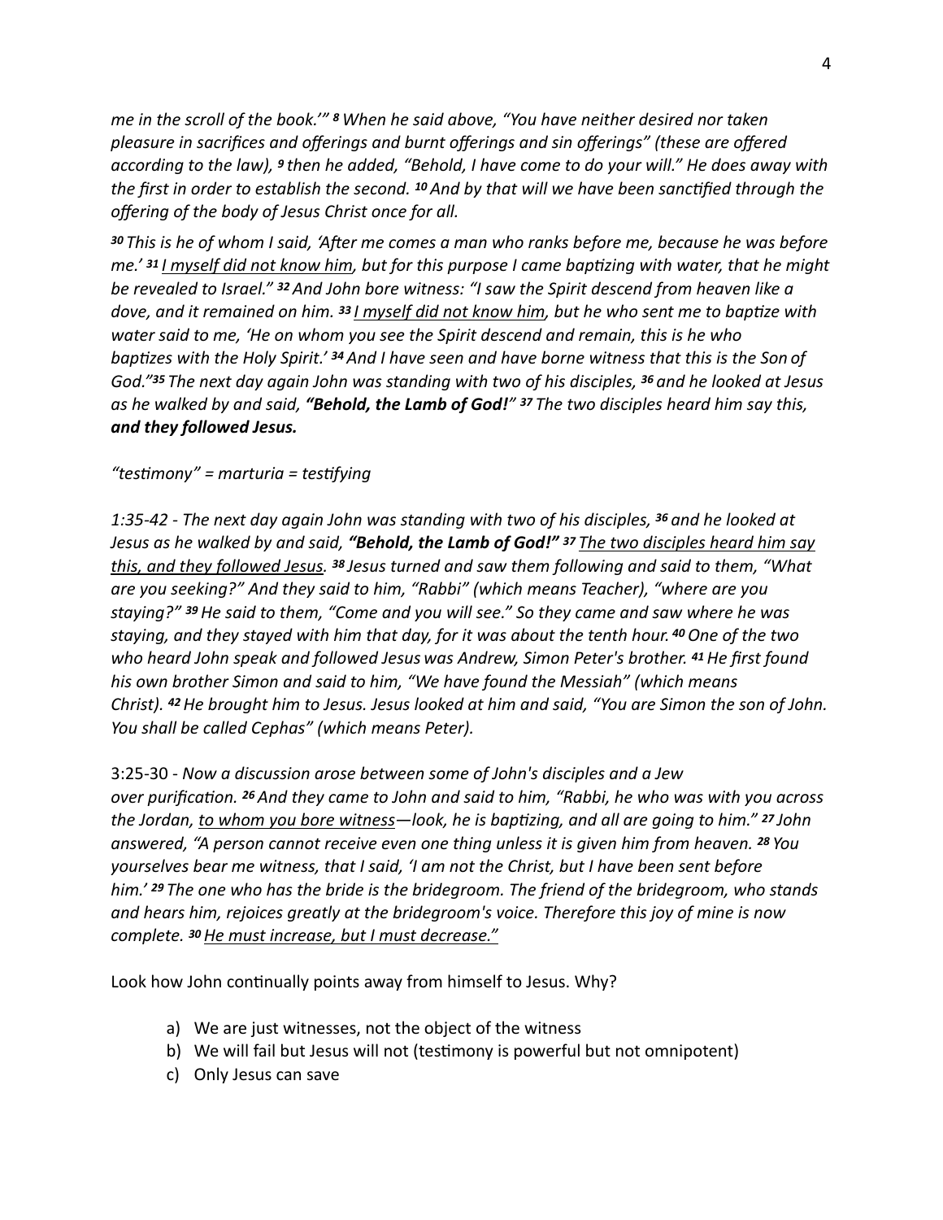*me in the scroll of the book.'" 8 When he said above, "You have neither desired nor taken pleasure in sacrifices and offerings and burnt offerings and sin offerings" (these are offered according to the law), 9 then he added, "Behold, I have come to do your will." He does away with the first in order to establish the second. 10 And by that will we have been sanctified through the offering of the body of Jesus Christ once for all.*

*30 This is he of whom I said, 'After me comes a man who ranks before me, because he was before me.' 31 <u>I myself did not know him</u>, but for this purpose I came baptizing with water, that he might be revealed to Israel." 32 And John bore witness: "I saw the Spirit descend from heaven like a dove, and it remained on him. 33 <u>I myself did not know him</u>, but he who sent me to baptize with water said to me, 'He on whom you see the Spirit descend and remain, this is he who baptizes with the Holy Spirit.' 34 And I have seen and have borne witness that this is the Son of God."35 The next day again John was standing with two of his disciples, 36 and he looked at Jesus as he walked by and said, **"Behold, the Lamb of God!"** 37 The two disciples heard him say this, **and they followed Jesus.***

*"testimony" = marturia = testifying*

*1:35-42 - The next day again John was standing with two of his disciples, 36 and he looked at Jesus as he walked by and said, **"Behold, the Lamb of God!"** 37 <u>The two disciples heard him say this, and they followed Jesus.</u> 38 Jesus turned and saw them following and said to them, "What are you seeking?" And they said to him, "Rabbi" (which means Teacher), "where are you staying?" 39 He said to them, "Come and you will see." So they came and saw where he was staying, and they stayed with him that day, for it was about the tenth hour. 40 One of the two who heard John speak and followed Jesus was Andrew, Simon Peter's brother. 41 He first found his own brother Simon and said to him, "We have found the Messiah" (which means Christ). 42 He brought him to Jesus. Jesus looked at him and said, "You are Simon the son of John. You shall be called Cephas" (which means Peter).*

3:25-30 - *Now a discussion arose between some of John's disciples and a Jew over purification. 26 And they came to John and said to him, "Rabbi, he who was with you across the Jordan, <u>to whom you bore witness</u>—look, he is baptizing, and all are going to him." 27 John answered, "A person cannot receive even one thing unless it is given him from heaven. 28 You yourselves bear me witness, that I said, 'I am not the Christ, but I have been sent before him.' 29 The one who has the bride is the bridegroom. The friend of the bridegroom, who stands and hears him, rejoices greatly at the bridegroom's voice. Therefore this joy of mine is now complete. 30 <u>He must increase, but I must decrease."</u>*

Look how John continually points away from himself to Jesus. Why?

a) We are just witnesses, not the object of the witness
b) We will fail but Jesus will not (testimony is powerful but not omnipotent)
c) Only Jesus can save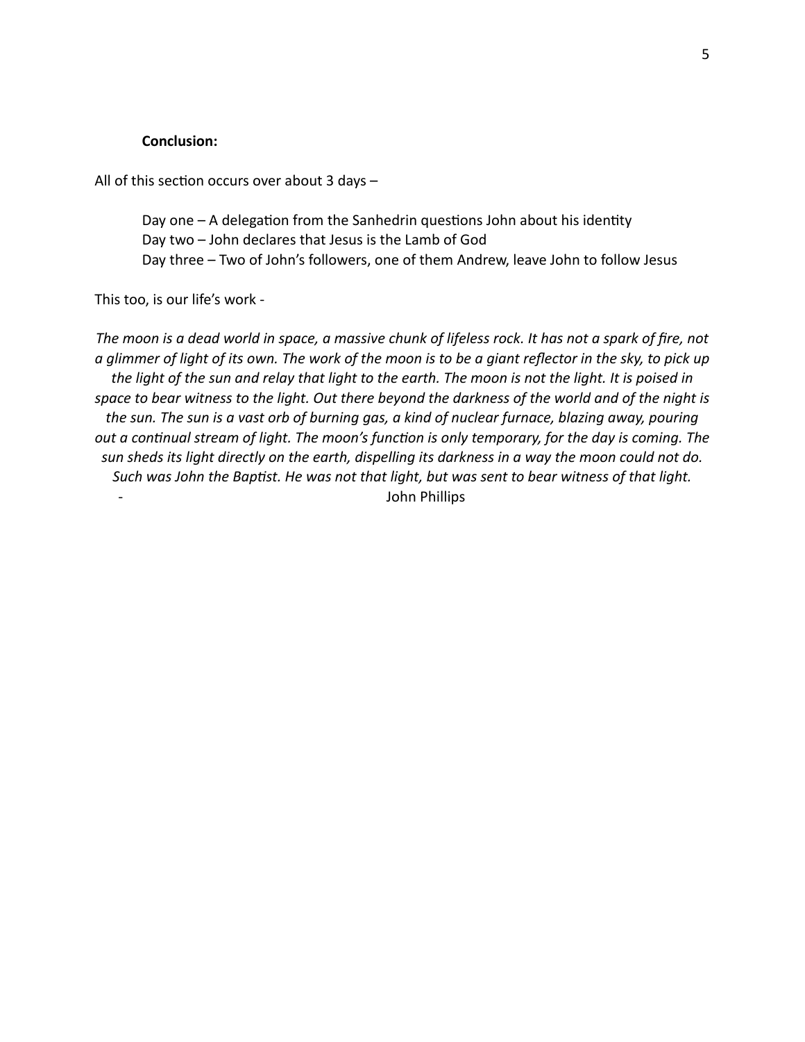**Conclusion:**

All of this section occurs over about 3 days –

Day one – A delegation from the Sanhedrin questions John about his identity
Day two – John declares that Jesus is the Lamb of God
Day three – Two of John's followers, one of them Andrew, leave John to follow Jesus

This too, is our life's work -

*The moon is a dead world in space, a massive chunk of lifeless rock. It has not a spark of fire, not a glimmer of light of its own. The work of the moon is to be a giant reflector in the sky, to pick up the light of the sun and relay that light to the earth. The moon is not the light. It is poised in space to bear witness to the light. Out there beyond the darkness of the world and of the night is the sun. The sun is a vast orb of burning gas, a kind of nuclear furnace, blazing away, pouring out a continual stream of light. The moon's function is only temporary, for the day is coming. The sun sheds its light directly on the earth, dispelling its darkness in a way the moon could not do. Such was John the Baptist. He was not that light, but was sent to bear witness of that light.*

\- John Phillips